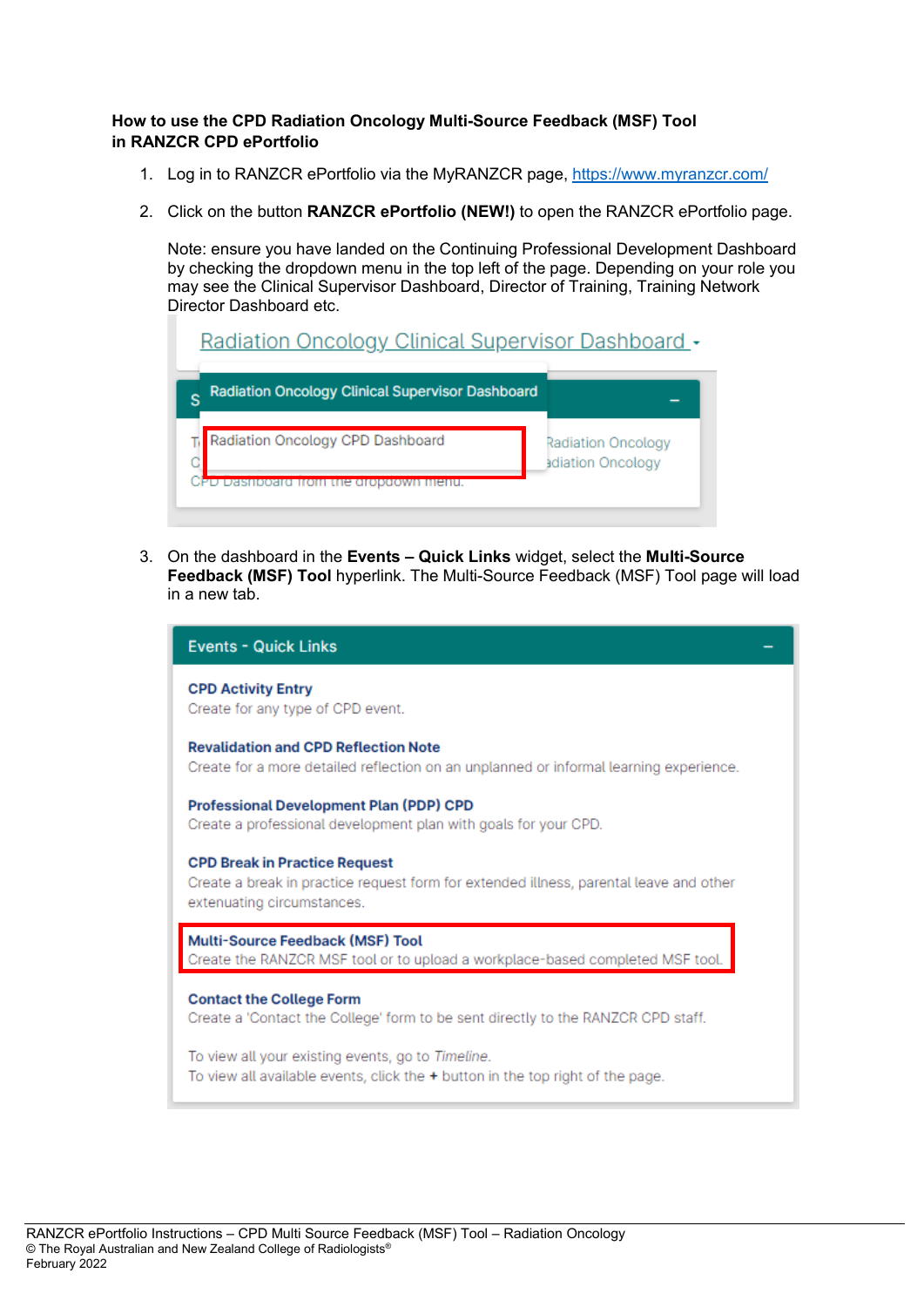**How to use the CPD Radiation Oncology Multi-Source Feedback (MSF) Tool in RANZCR CPD ePortfolio**

1. Log in to RANZCR ePortfolio via the MyRANZCR page, https://www.myranzcr.com/

2. Click on the button **RANZCR ePortfolio (NEW!)** to open the RANZCR ePortfolio page.

   Note: ensure you have landed on the Continuing Professional Development Dashboard by checking the dropdown menu in the top left of the page. Depending on your role you may see the Clinical Supervisor Dashboard, Director of Training, Training Network Director Dashboard etc.

3. On the dashboard in the **Events – Quick Links** widget, select the **Multi-Source Feedback (MSF) Tool** hyperlink. The Multi-Source Feedback (MSF) Tool page will load in a new tab.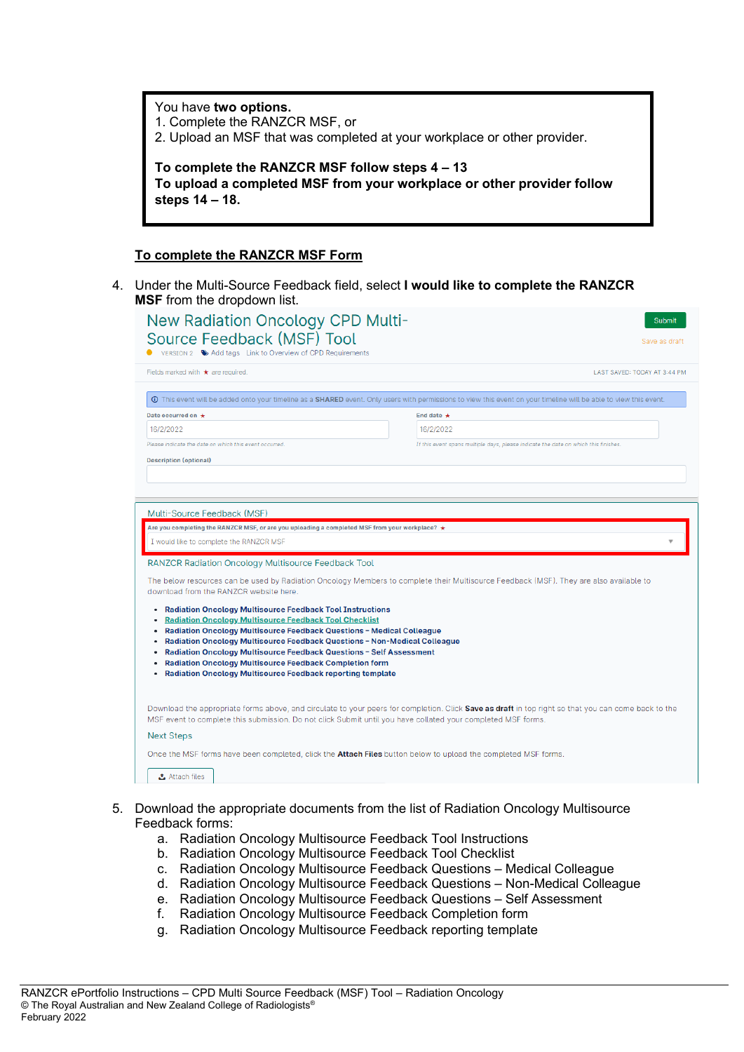You have **two options.**
1. Complete the RANZCR MSF, or
2. Upload an MSF that was completed at your workplace or other provider.

**To complete the RANZCR MSF follow steps 4 – 13**
**To upload a completed MSF from your workplace or other provider follow steps 14 – 18.**

**To complete the RANZCR MSF Form**

4. Under the Multi-Source Feedback field, select **I would like to complete the RANZCR MSF** from the dropdown list.

New Radiation Oncology CPD Multi-Source Feedback (MSF) Tool

VERSION 2 · Add tags · Link to Overview of CPD Requirements

Submit

Save as draft

Fields marked with * are required.

LAST SAVED: TODAY AT 3:44 PM

This event will be added onto your timeline as a SHARED event. Only users with permissions to view this event on your timeline will be able to view this event.

Date occurred on *: 16/2/2022
Please indicate the date on which this event occurred.

End date *: 16/2/2022
If this event spans multiple days, please indicate the date on which this finishes.

Description (optional)

Multi-Source Feedback (MSF)

Are you completing the RANZCR MSF, or are you uploading a completed MSF from your workplace? *

I would like to complete the RANZCR MSF

RANZCR Radiation Oncology Multisource Feedback Tool

The below resources can be used by Radiation Oncology Members to complete their Multisource Feedback (MSF). They are also available to download from the RANZCR website here.

- Radiation Oncology Multisource Feedback Tool Instructions
- Radiation Oncology Multisource Feedback Tool Checklist
- Radiation Oncology Multisource Feedback Questions – Medical Colleague
- Radiation Oncology Multisource Feedback Questions – Non-Medical Colleague
- Radiation Oncology Multisource Feedback Questions – Self Assessment
- Radiation Oncology Multisource Feedback Completion form
- Radiation Oncology Multisource Feedback reporting template

Download the appropriate forms above, and circulate to your peers for completion. Click **Save as draft** in top right so that you can come back to the MSF event to complete this submission. Do not click Submit until you have collated your completed MSF forms.

Next Steps

Once the MSF forms have been completed, click the **Attach Files** button below to upload the completed MSF forms.

Attach files

5. Download the appropriate documents from the list of Radiation Oncology Multisource Feedback forms:
   a. Radiation Oncology Multisource Feedback Tool Instructions
   b. Radiation Oncology Multisource Feedback Tool Checklist
   c. Radiation Oncology Multisource Feedback Questions – Medical Colleague
   d. Radiation Oncology Multisource Feedback Questions – Non-Medical Colleague
   e. Radiation Oncology Multisource Feedback Questions – Self Assessment
   f. Radiation Oncology Multisource Feedback Completion form
   g. Radiation Oncology Multisource Feedback reporting template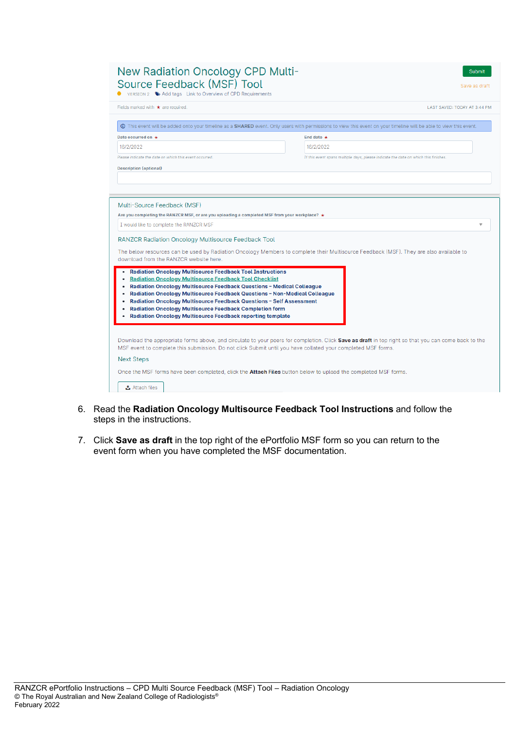New Radiation Oncology CPD Multi-Source Feedback (MSF) Tool

VERSION 2 Add tags Link to Overview of CPD Requirements

Submit

Save as draft

Fields marked with ★ are required.

LAST SAVED: TODAY AT 3:44 PM

This event will be added onto your timeline as a **SHARED** event. Only users with permissions to view this event on your timeline will be able to view this event.

Date occurred on ★

16/2/2022

Please indicate the date on which this event occured.

End date ★

16/2/2022

If this event spans multiple days, please indicate the date on which this finishes.

Description (optional)

Multi-Source Feedback (MSF)

Are you completing the RANZCR MSF, or are you uploading a completed MSF from your workplace? ★

I would like to complete the RANZCR MSF

RANZCR Radiation Oncology Multisource Feedback Tool

The below resources can be used by Radiation Oncology Members to complete their Multisource Feedback (MSF). They are also available to download from the RANZCR website here.

- Radiation Oncology Multisource Feedback Tool Instructions
- Radiation Oncology Multisource Feedback Tool Checklist
- Radiation Oncology Multisource Feedback Questions – Medical Colleague
- Radiation Oncology Multisource Feedback Questions – Non-Medical Colleague
- Radiation Oncology Multisource Feedback Questions – Self Assessment
- Radiation Oncology Multisource Feedback Completion form
- Radiation Oncology Multisource Feedback reporting template

Download the appropriate forms above, and circulate to your peers for completion. Click **Save as draft** in top right so that you can come back to the MSF event to complete this submission. Do not click Submit until you have collated your completed MSF forms.

Next Steps

Once the MSF forms have been completed, click the **Attach Files** button below to upload the completed MSF forms.

Attach files

6. Read the **Radiation Oncology Multisource Feedback Tool Instructions** and follow the steps in the instructions.

7. Click **Save as draft** in the top right of the ePortfolio MSF form so you can return to the event form when you have completed the MSF documentation.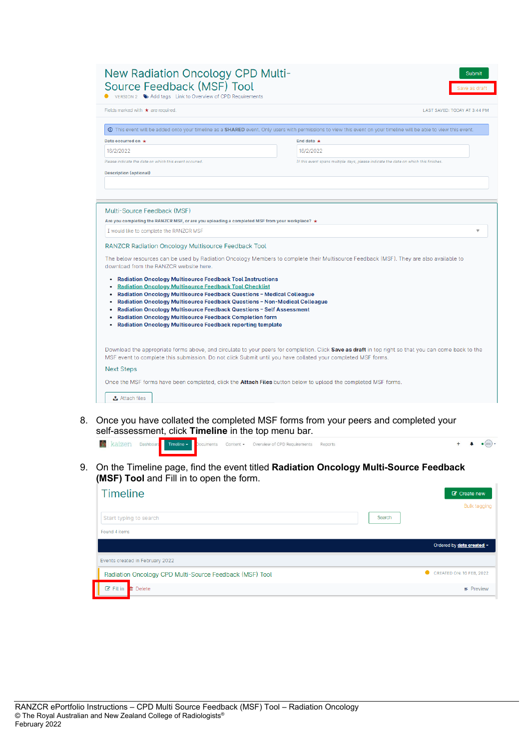New Radiation Oncology CPD Multi-Source Feedback (MSF) Tool

VERSION 2 · Add tags · Link to Overview of CPD Requirements

Submit

Save as draft

Fields marked with ★ are required. LAST SAVED: TODAY AT 3:44 PM

This event will be added onto your timeline as a **SHARED** event. Only users with permissions to view this event on your timeline will be able to view this event.

Date occurred on ★: 16/2/2022

Please indicate the date on which this event occurred.

End date ★: 16/2/2022

If this event spans multiple days, please indicate the date on which this finishes.

Description (optional)

Multi-Source Feedback (MSF)

Are you completing the RANZCR MSF, or are you uploading a completed MSF from your workplace? ★

I would like to complete the RANZCR MSF

RANZCR Radiation Oncology Multisource Feedback Tool

The below resources can be used by Radiation Oncology Members to complete their Multisource Feedback (MSF). They are also available to download from the RANZCR website here.

- **Radiation Oncology Multisource Feedback Tool Instructions**
- **Radiation Oncology Multisource Feedback Tool Checklist**
- **Radiation Oncology Multisource Feedback Questions – Medical Colleague**
- **Radiation Oncology Multisource Feedback Questions – Non-Medical Colleague**
- **Radiation Oncology Multisource Feedback Questions – Self Assessment**
- **Radiation Oncology Multisource Feedback Completion form**
- **Radiation Oncology Multisource Feedback reporting template**

Download the appropriate forms above, and circulate to your peers for completion. Click **Save as draft** in top right so that you can come back to the MSF event to complete this submission. Do not click Submit until you have collated your completed MSF forms.

Next Steps

Once the MSF forms have been completed, click the **Attach Files** button below to upload the completed MSF forms.

Attach files

8. Once you have collated the completed MSF forms from your peers and completed your self-assessment, click **Timeline** in the top menu bar.

kaizen · Dashboard · Timeline · Documents · Content · Overview of CPD Requirements · Reports

9. On the Timeline page, find the event titled **Radiation Oncology Multi-Source Feedback (MSF) Tool** and Fill in to open the form.

Timeline

Create new

Bulk tagging

Start typing to search · Search

Found 4 items

Ordered by **date created**

Events created in February 2022

Radiation Oncology CPD Multi-Source Feedback (MSF) Tool · CREATED ON: 16 FEB, 2022

Fill in · Delete · Preview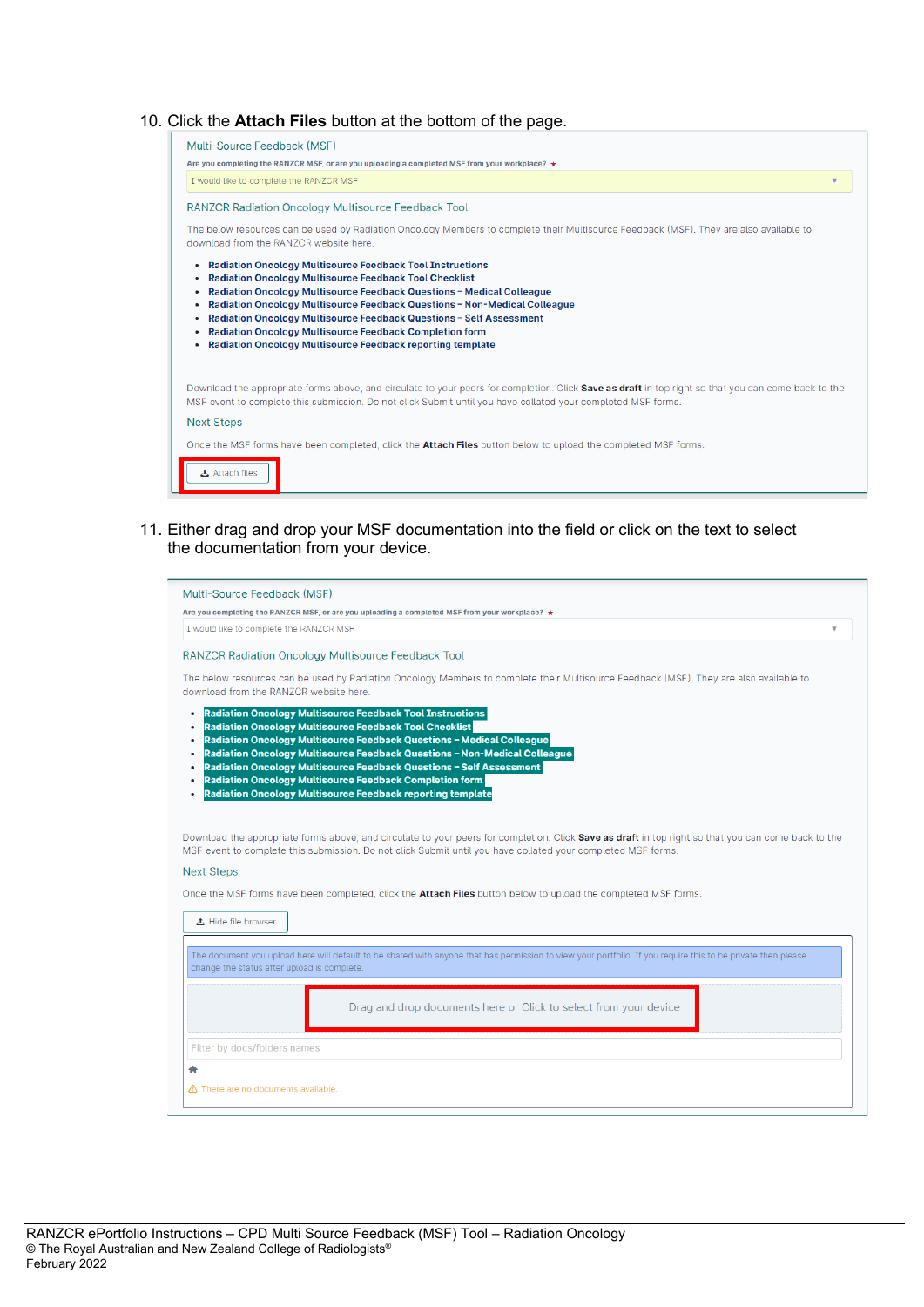10. Click the **Attach Files** button at the bottom of the page.

Multi-Source Feedback (MSF)

Are you completing the RANZCR MSF, or are you uploading a completed MSF from your workplace? *

I would like to complete the RANZCR MSF

RANZCR Radiation Oncology Multisource Feedback Tool

The below resources can be used by Radiation Oncology Members to complete their Multisource Feedback (MSF). They are also available to download from the RANZCR website here.

- **Radiation Oncology Multisource Feedback Tool Instructions**
- **Radiation Oncology Multisource Feedback Tool Checklist**
- **Radiation Oncology Multisource Feedback Questions – Medical Colleague**
- **Radiation Oncology Multisource Feedback Questions – Non-Medical Colleague**
- **Radiation Oncology Multisource Feedback Questions – Self Assessment**
- **Radiation Oncology Multisource Feedback Completion form**
- **Radiation Oncology Multisource Feedback reporting template**

Download the appropriate forms above, and circulate to your peers for completion. Click **Save as draft** in top right so that you can come back to the MSF event to complete this submission. Do not click Submit until you have collated your completed MSF forms.

Next Steps

Once the MSF forms have been completed, click the **Attach Files** button below to upload the completed MSF forms.

Attach files

11. Either drag and drop your MSF documentation into the field or click on the text to select the documentation from your device.

Multi-Source Feedback (MSF)

Are you completing the RANZCR MSF, or are you uploading a completed MSF from your workplace? *

I would like to complete the RANZCR MSF

RANZCR Radiation Oncology Multisource Feedback Tool

The below resources can be used by Radiation Oncology Members to complete their Multisource Feedback (MSF). They are also available to download from the RANZCR website here.

- **Radiation Oncology Multisource Feedback Tool Instructions**
- **Radiation Oncology Multisource Feedback Tool Checklist**
- **Radiation Oncology Multisource Feedback Questions – Medical Colleague**
- **Radiation Oncology Multisource Feedback Questions – Non-Medical Colleague**
- **Radiation Oncology Multisource Feedback Questions – Self Assessment**
- **Radiation Oncology Multisource Feedback Completion form**
- **Radiation Oncology Multisource Feedback reporting template**

Download the appropriate forms above, and circulate to your peers for completion. Click **Save as draft** in top right so that you can come back to the MSF event to complete this submission. Do not click Submit until you have collated your completed MSF forms.

Next Steps

Once the MSF forms have been completed, click the **Attach Files** button below to upload the completed MSF forms.

Hide file browser

The document you upload here will default to be shared with anyone that has permission to view your portfolio. If you require this to be private then please change the status after upload is complete.

Drag and drop documents here or Click to select from your device

Filter by docs/folders names

There are no documents available

RANZCR ePortfolio Instructions – CPD Multi Source Feedback (MSF) Tool – Radiation Oncology
© The Royal Australian and New Zealand College of Radiologists®
February 2022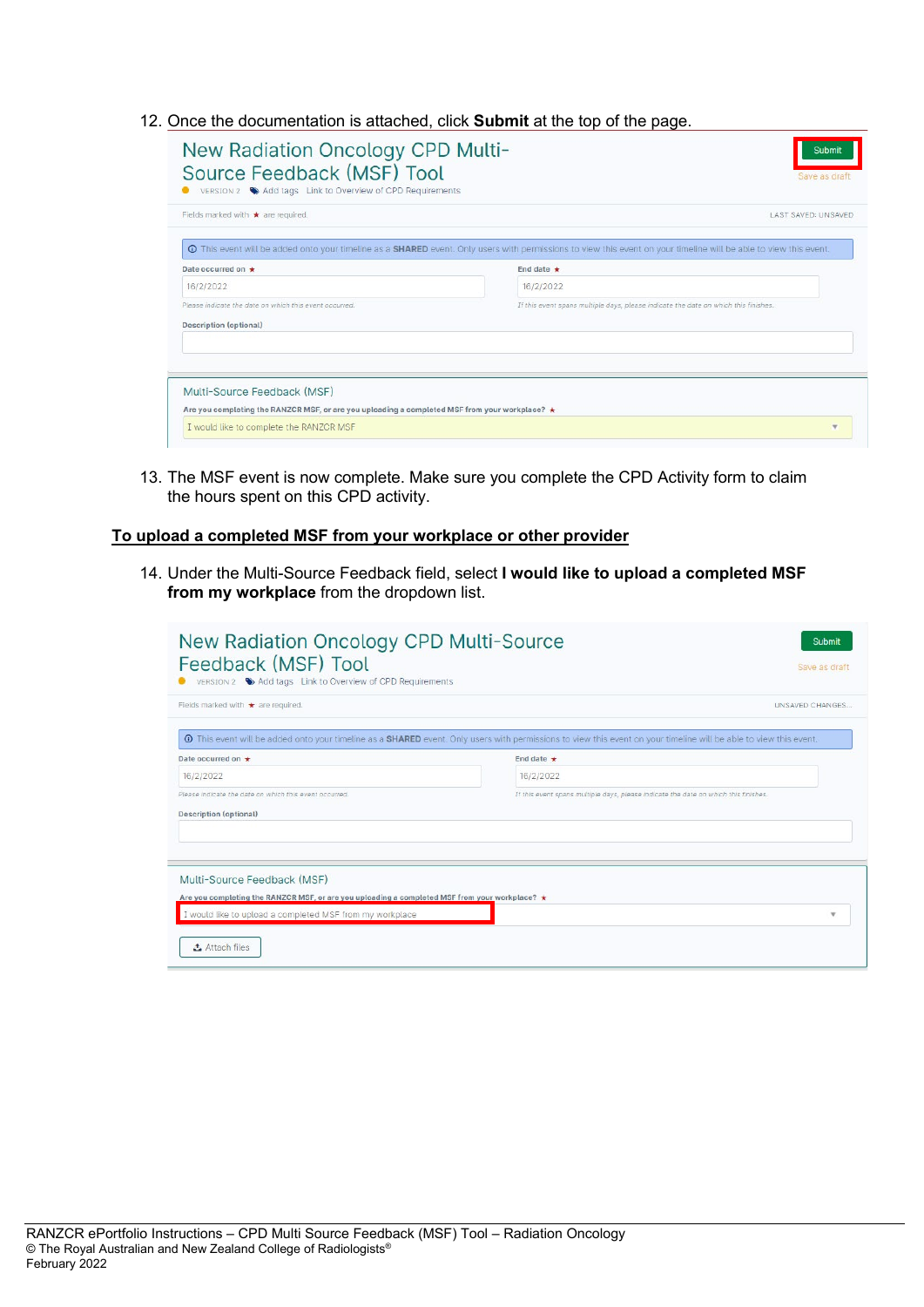12. Once the documentation is attached, click **Submit** at the top of the page.

13. The MSF event is now complete. Make sure you complete the CPD Activity form to claim the hours spent on this CPD activity.

## To upload a completed MSF from your workplace or other provider

14. Under the Multi-Source Feedback field, select **I would like to upload a completed MSF from my workplace** from the dropdown list.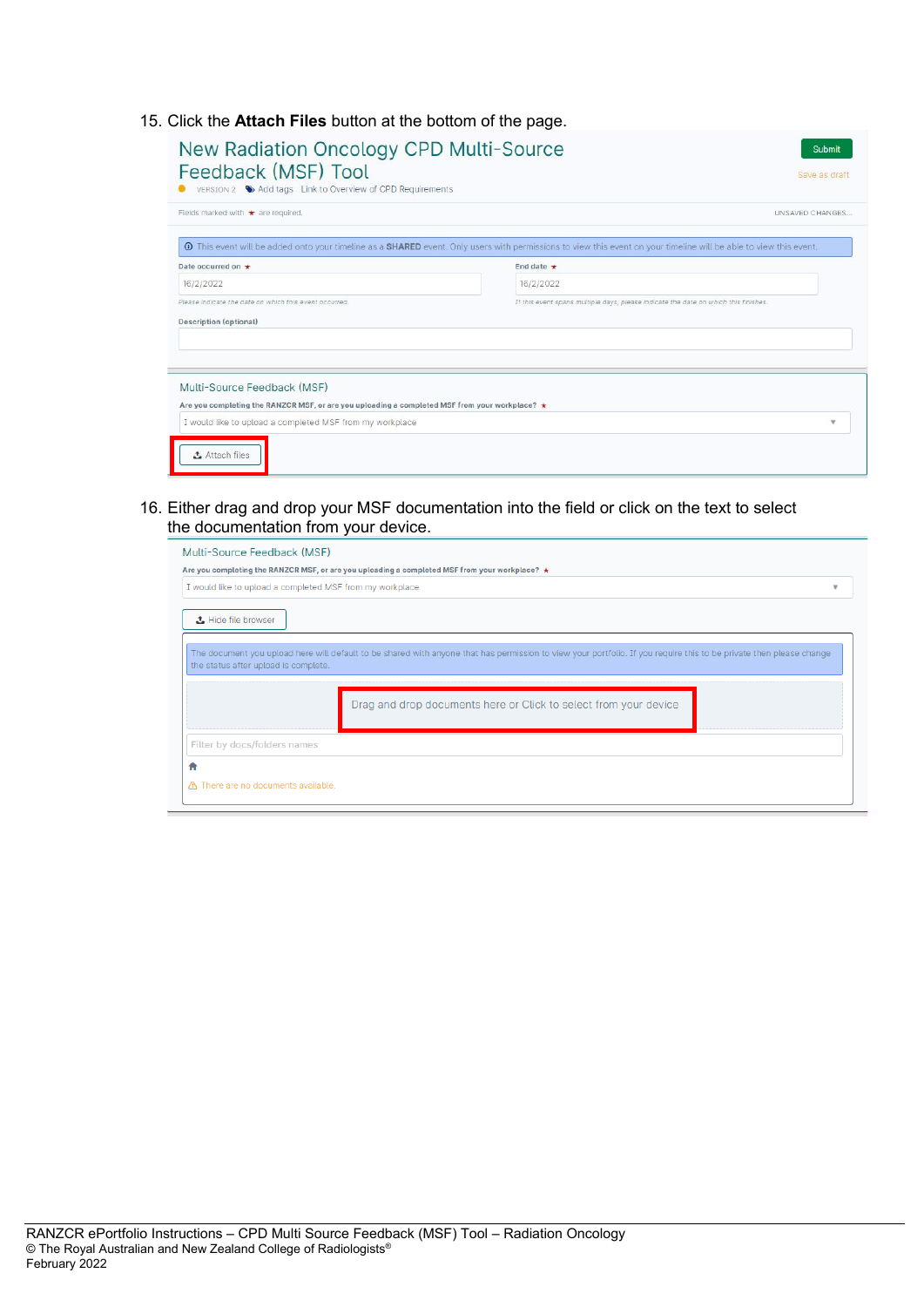15. Click the **Attach Files** button at the bottom of the page.

16. Either drag and drop your MSF documentation into the field or click on the text to select the documentation from your device.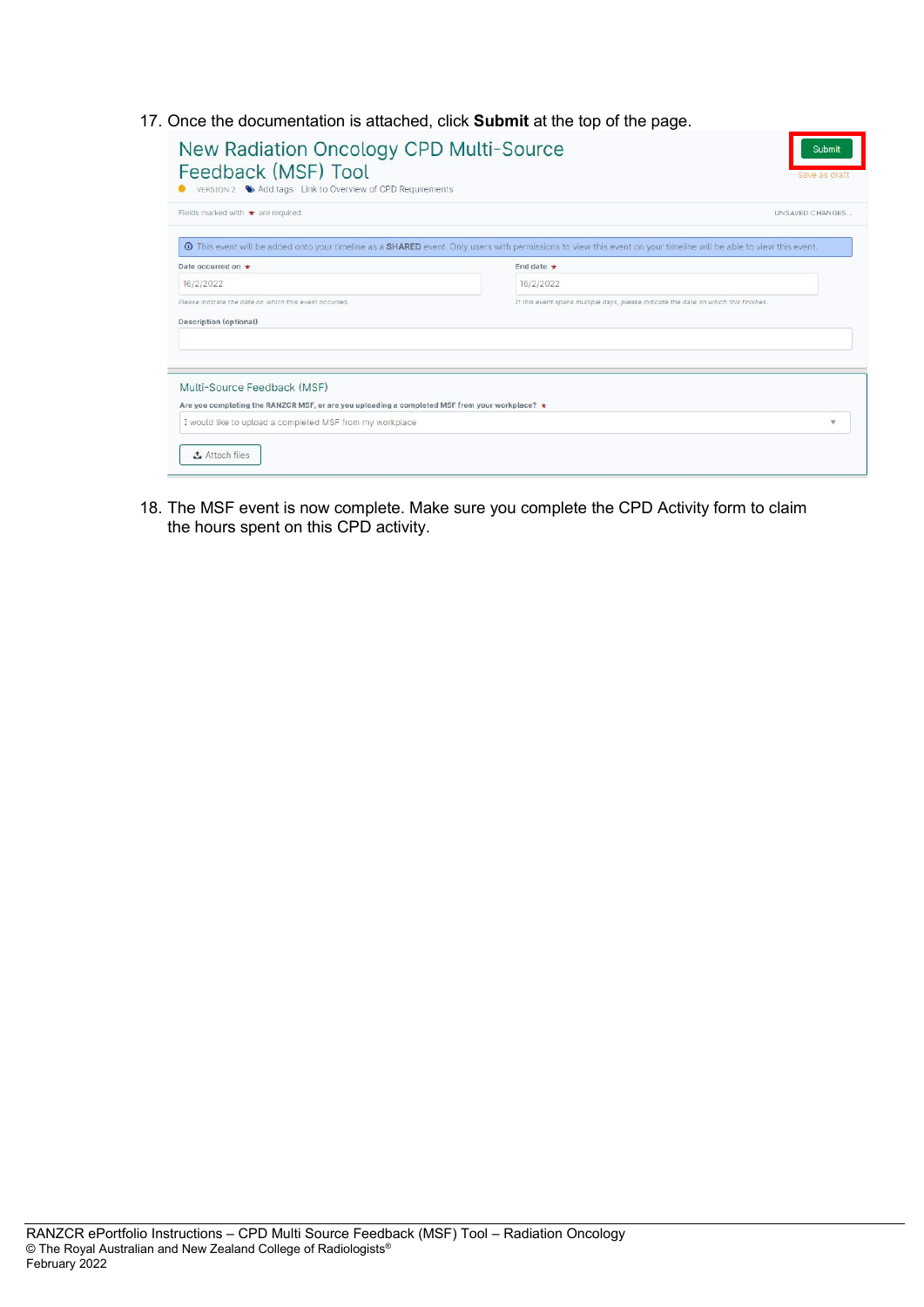17. Once the documentation is attached, click **Submit** at the top of the page.

New Radiation Oncology CPD Multi-Source Feedback (MSF) Tool

VERSION 2 Add tags Link to Overview of CPD Requirements

Submit

Save as draft

Fields marked with * are required.

UNSAVED CHANGES...

This event will be added onto your timeline as a **SHARED** event. Only users with permissions to view this event on your timeline will be able to view this event.

Date occurred on *

16/2/2022

Please indicate the date on which this event occurred.

End date *

16/2/2022

If this event spans multiple days, please indicate the date on which this finishes.

Description (optional)

Multi-Source Feedback (MSF)

Are you completing the RANZCR MSF, or are you uploading a completed MSF from your workplace? *

I would like to upload a completed MSF from my workplace

Attach files

18. The MSF event is now complete. Make sure you complete the CPD Activity form to claim the hours spent on this CPD activity.